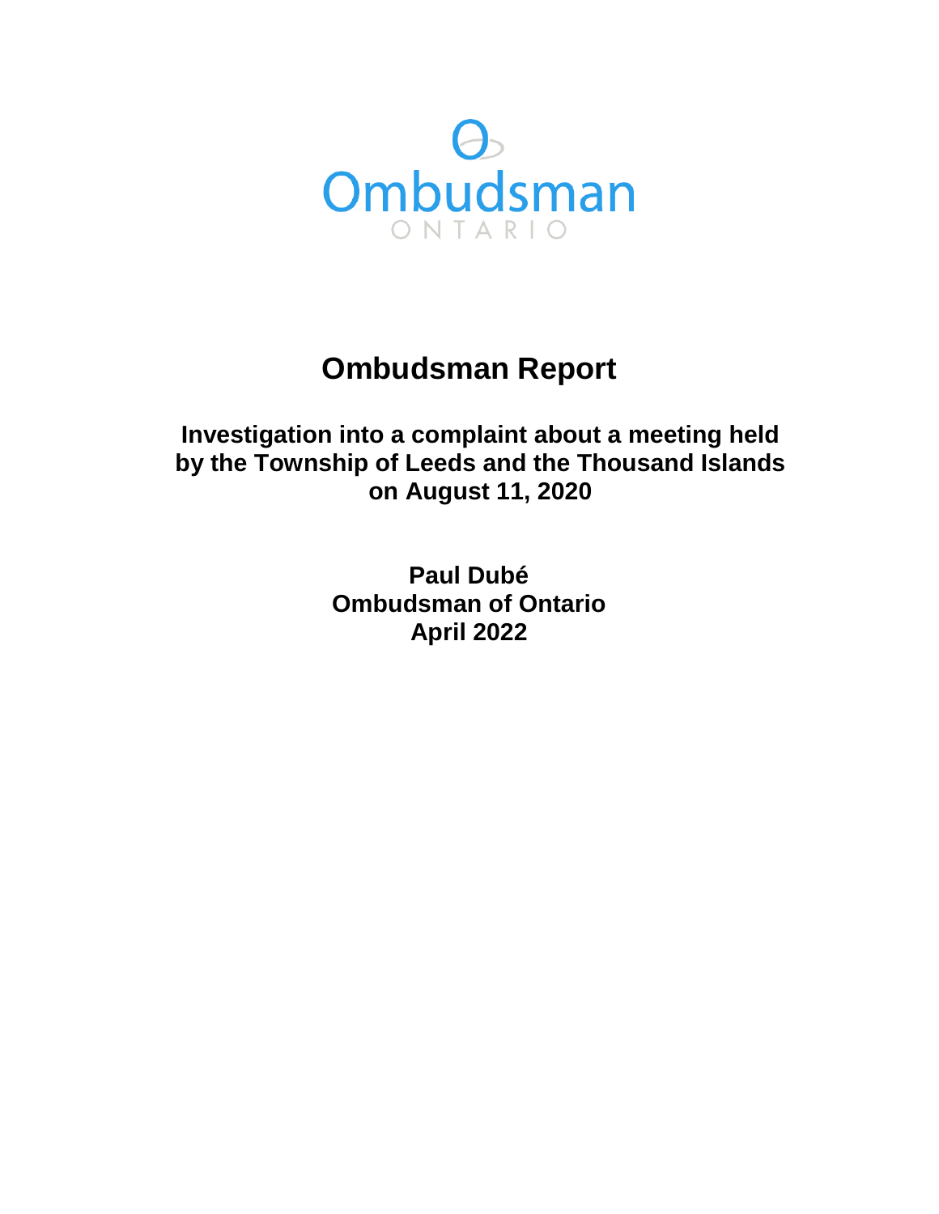Ombudsman
ONTARIO

# Ombudsman Report

## Investigation into a complaint about a meeting held by the Township of Leeds and the Thousand Islands on August 11, 2020

**Paul Dubé**
**Ombudsman of Ontario**
**April 2022**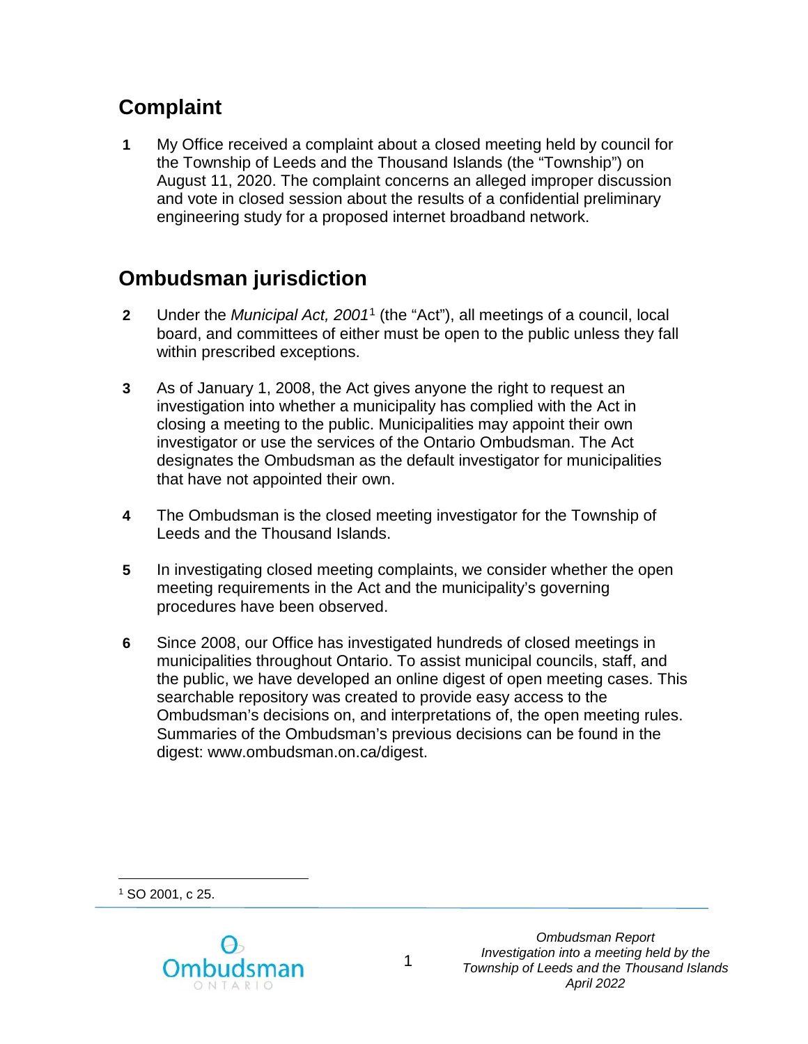## Complaint

**1** My Office received a complaint about a closed meeting held by council for the Township of Leeds and the Thousand Islands (the "Township") on August 11, 2020. The complaint concerns an alleged improper discussion and vote in closed session about the results of a confidential preliminary engineering study for a proposed internet broadband network.

## Ombudsman jurisdiction

**2** Under the *Municipal Act, 2001*[1] (the "Act"), all meetings of a council, local board, and committees of either must be open to the public unless they fall within prescribed exceptions.

**3** As of January 1, 2008, the Act gives anyone the right to request an investigation into whether a municipality has complied with the Act in closing a meeting to the public. Municipalities may appoint their own investigator or use the services of the Ontario Ombudsman. The Act designates the Ombudsman as the default investigator for municipalities that have not appointed their own.

**4** The Ombudsman is the closed meeting investigator for the Township of Leeds and the Thousand Islands.

**5** In investigating closed meeting complaints, we consider whether the open meeting requirements in the Act and the municipality's governing procedures have been observed.

**6** Since 2008, our Office has investigated hundreds of closed meetings in municipalities throughout Ontario. To assist municipal councils, staff, and the public, we have developed an online digest of open meeting cases. This searchable repository was created to provide easy access to the Ombudsman's decisions on, and interpretations of, the open meeting rules. Summaries of the Ombudsman's previous decisions can be found in the digest: www.ombudsman.on.ca/digest.

---

[1] SO 2001, c 25.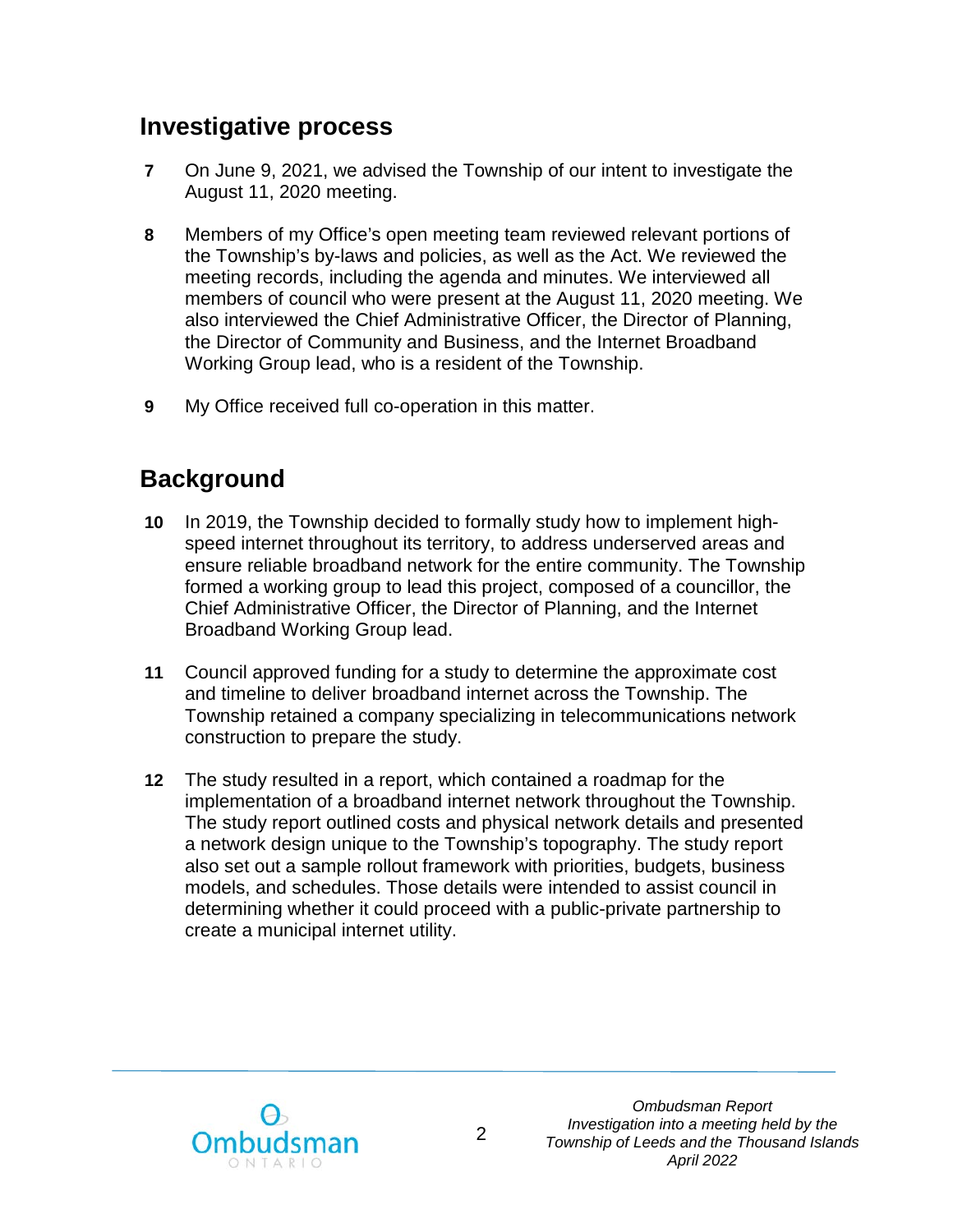## Investigative process

**7** On June 9, 2021, we advised the Township of our intent to investigate the August 11, 2020 meeting.

**8** Members of my Office's open meeting team reviewed relevant portions of the Township's by-laws and policies, as well as the Act. We reviewed the meeting records, including the agenda and minutes. We interviewed all members of council who were present at the August 11, 2020 meeting. We also interviewed the Chief Administrative Officer, the Director of Planning, the Director of Community and Business, and the Internet Broadband Working Group lead, who is a resident of the Township.

**9** My Office received full co-operation in this matter.

## Background

**10** In 2019, the Township decided to formally study how to implement high-speed internet throughout its territory, to address underserved areas and ensure reliable broadband network for the entire community. The Township formed a working group to lead this project, composed of a councillor, the Chief Administrative Officer, the Director of Planning, and the Internet Broadband Working Group lead.

**11** Council approved funding for a study to determine the approximate cost and timeline to deliver broadband internet across the Township. The Township retained a company specializing in telecommunications network construction to prepare the study.

**12** The study resulted in a report, which contained a roadmap for the implementation of a broadband internet network throughout the Township. The study report outlined costs and physical network details and presented a network design unique to the Township's topography. The study report also set out a sample rollout framework with priorities, budgets, business models, and schedules. Those details were intended to assist council in determining whether it could proceed with a public-private partnership to create a municipal internet utility.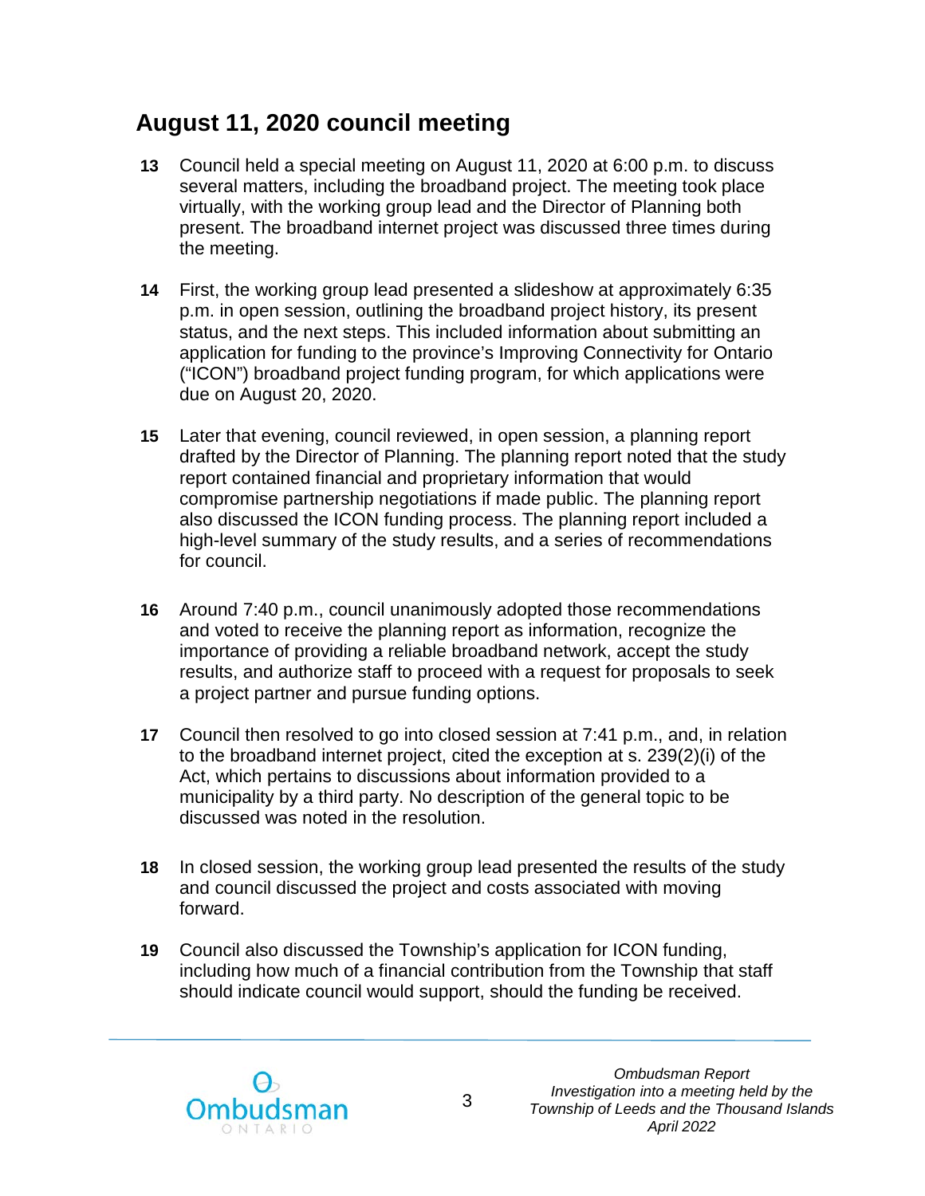## August 11, 2020 council meeting

**13** Council held a special meeting on August 11, 2020 at 6:00 p.m. to discuss several matters, including the broadband project. The meeting took place virtually, with the working group lead and the Director of Planning both present. The broadband internet project was discussed three times during the meeting.

**14** First, the working group lead presented a slideshow at approximately 6:35 p.m. in open session, outlining the broadband project history, its present status, and the next steps. This included information about submitting an application for funding to the province's Improving Connectivity for Ontario ("ICON") broadband project funding program, for which applications were due on August 20, 2020.

**15** Later that evening, council reviewed, in open session, a planning report drafted by the Director of Planning. The planning report noted that the study report contained financial and proprietary information that would compromise partnership negotiations if made public. The planning report also discussed the ICON funding process. The planning report included a high-level summary of the study results, and a series of recommendations for council.

**16** Around 7:40 p.m., council unanimously adopted those recommendations and voted to receive the planning report as information, recognize the importance of providing a reliable broadband network, accept the study results, and authorize staff to proceed with a request for proposals to seek a project partner and pursue funding options.

**17** Council then resolved to go into closed session at 7:41 p.m., and, in relation to the broadband internet project, cited the exception at s. 239(2)(i) of the Act, which pertains to discussions about information provided to a municipality by a third party. No description of the general topic to be discussed was noted in the resolution.

**18** In closed session, the working group lead presented the results of the study and council discussed the project and costs associated with moving forward.

**19** Council also discussed the Township's application for ICON funding, including how much of a financial contribution from the Township that staff should indicate council would support, should the funding be received.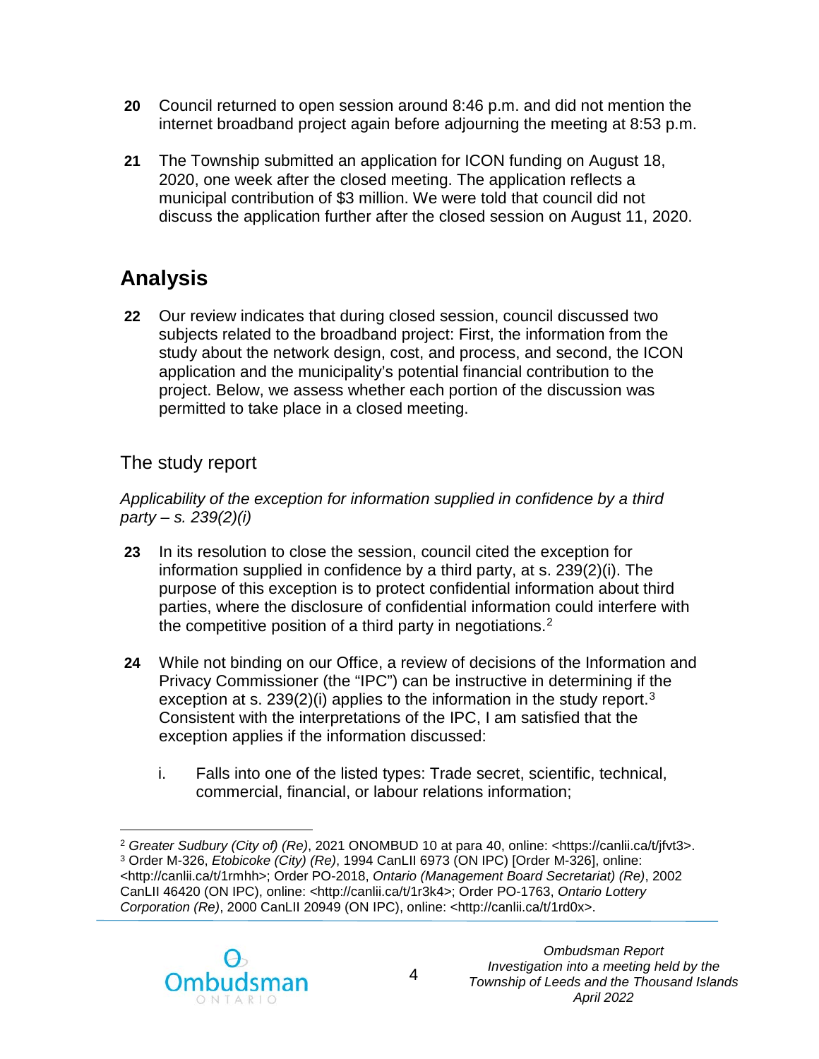**20** Council returned to open session around 8:46 p.m. and did not mention the internet broadband project again before adjourning the meeting at 8:53 p.m.

**21** The Township submitted an application for ICON funding on August 18, 2020, one week after the closed meeting. The application reflects a municipal contribution of $3 million. We were told that council did not discuss the application further after the closed session on August 11, 2020.

# Analysis

**22** Our review indicates that during closed session, council discussed two subjects related to the broadband project: First, the information from the study about the network design, cost, and process, and second, the ICON application and the municipality's potential financial contribution to the project. Below, we assess whether each portion of the discussion was permitted to take place in a closed meeting.

## The study report

*Applicability of the exception for information supplied in confidence by a third party – s. 239(2)(i)*

**23** In its resolution to close the session, council cited the exception for information supplied in confidence by a third party, at s. 239(2)(i). The purpose of this exception is to protect confidential information about third parties, where the disclosure of confidential information could interfere with the competitive position of a third party in negotiations.[2]

**24** While not binding on our Office, a review of decisions of the Information and Privacy Commissioner (the "IPC") can be instructive in determining if the exception at s. 239(2)(i) applies to the information in the study report.[3] Consistent with the interpretations of the IPC, I am satisfied that the exception applies if the information discussed:

i. Falls into one of the listed types: Trade secret, scientific, technical, commercial, financial, or labour relations information;

[2] *Greater Sudbury (City of) (Re)*, 2021 ONOMBUD 10 at para 40, online: <https://canlii.ca/t/jfvt3>.
[3] Order M-326, *Etobicoke (City) (Re)*, 1994 CanLII 6973 (ON IPC) [Order M-326], online: <http://canlii.ca/t/1rmhh>; Order PO-2018, *Ontario (Management Board Secretariat) (Re)*, 2002 CanLII 46420 (ON IPC), online: <http://canlii.ca/t/1r3k4>; Order PO-1763, *Ontario Lottery Corporation (Re)*, 2000 CanLII 20949 (ON IPC), online: <http://canlii.ca/t/1rd0x>.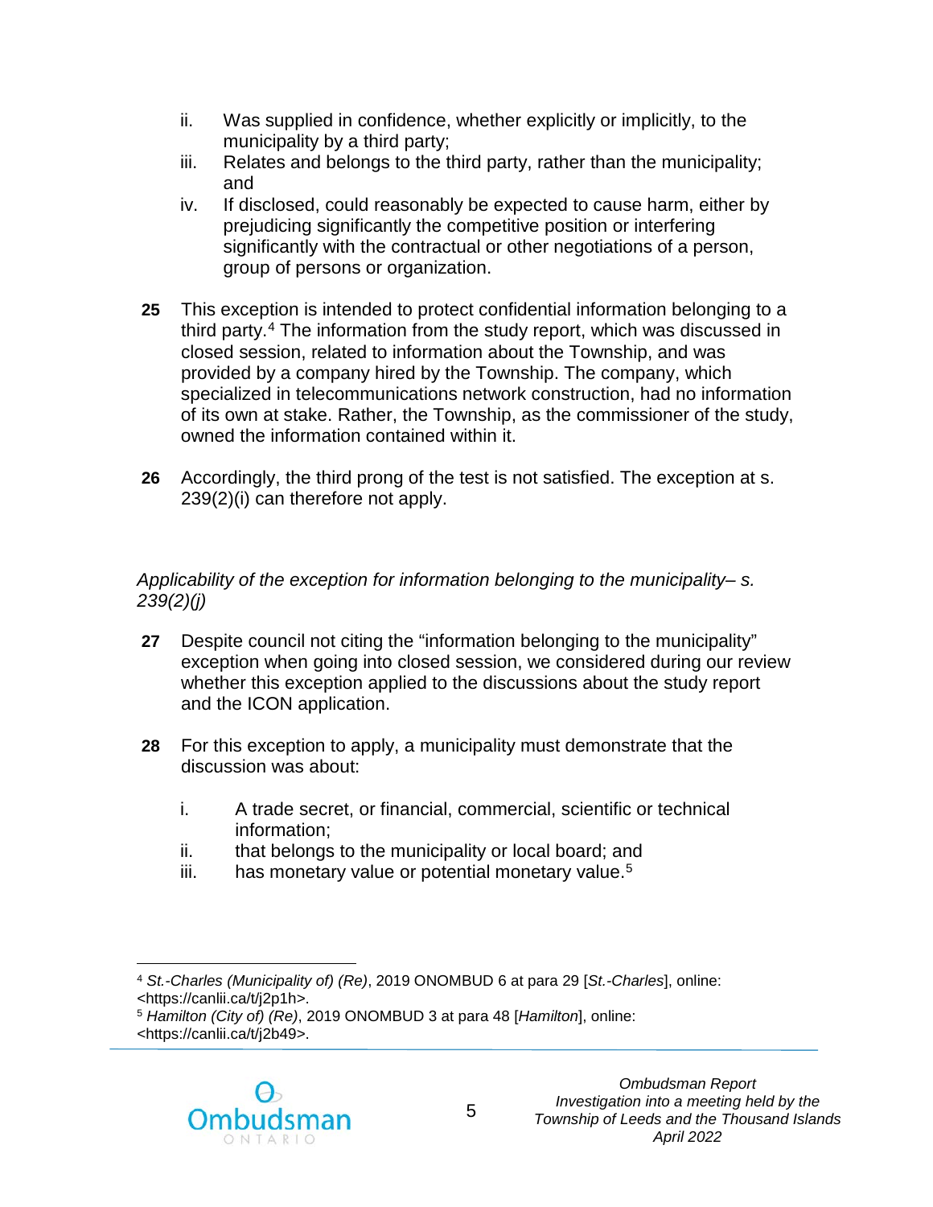ii. Was supplied in confidence, whether explicitly or implicitly, to the municipality by a third party;
iii. Relates and belongs to the third party, rather than the municipality; and
iv. If disclosed, could reasonably be expected to cause harm, either by prejudicing significantly the competitive position or interfering significantly with the contractual or other negotiations of a person, group of persons or organization.

**25** This exception is intended to protect confidential information belonging to a third party.[4] The information from the study report, which was discussed in closed session, related to information about the Township, and was provided by a company hired by the Township. The company, which specialized in telecommunications network construction, had no information of its own at stake. Rather, the Township, as the commissioner of the study, owned the information contained within it.

**26** Accordingly, the third prong of the test is not satisfied. The exception at s. 239(2)(i) can therefore not apply.

*Applicability of the exception for information belonging to the municipality– s. 239(2)(j)*

**27** Despite council not citing the "information belonging to the municipality" exception when going into closed session, we considered during our review whether this exception applied to the discussions about the study report and the ICON application.

**28** For this exception to apply, a municipality must demonstrate that the discussion was about:

i. A trade secret, or financial, commercial, scientific or technical information;
ii. that belongs to the municipality or local board; and
iii. has monetary value or potential monetary value.[5]

---

[4] *St.-Charles (Municipality of) (Re)*, 2019 ONOMBUD 6 at para 29 [*St.-Charles*], online: <https://canlii.ca/t/j2p1h>.

[5] *Hamilton (City of) (Re)*, 2019 ONOMBUD 3 at para 48 [*Hamilton*], online: <https://canlii.ca/t/j2b49>.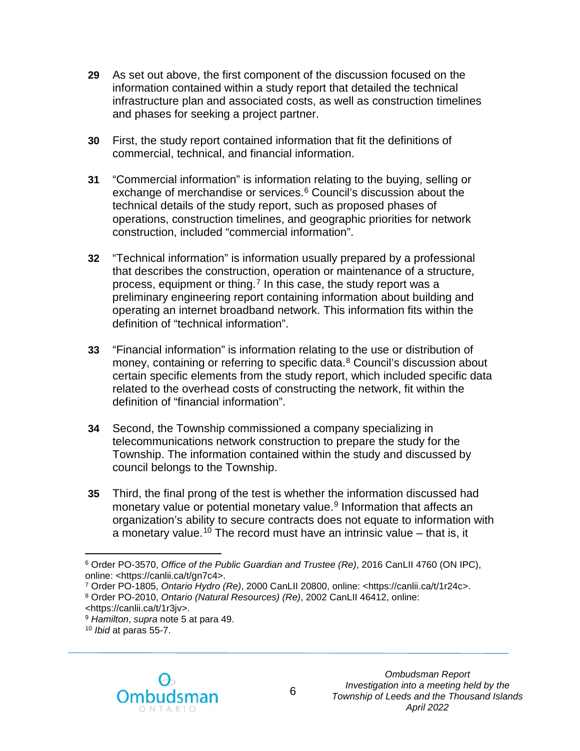**29** As set out above, the first component of the discussion focused on the information contained within a study report that detailed the technical infrastructure plan and associated costs, as well as construction timelines and phases for seeking a project partner.

**30** First, the study report contained information that fit the definitions of commercial, technical, and financial information.

**31** "Commercial information" is information relating to the buying, selling or exchange of merchandise or services.[6] Council's discussion about the technical details of the study report, such as proposed phases of operations, construction timelines, and geographic priorities for network construction, included "commercial information".

**32** "Technical information" is information usually prepared by a professional that describes the construction, operation or maintenance of a structure, process, equipment or thing.[7] In this case, the study report was a preliminary engineering report containing information about building and operating an internet broadband network. This information fits within the definition of "technical information".

**33** "Financial information" is information relating to the use or distribution of money, containing or referring to specific data.[8] Council's discussion about certain specific elements from the study report, which included specific data related to the overhead costs of constructing the network, fit within the definition of "financial information".

**34** Second, the Township commissioned a company specializing in telecommunications network construction to prepare the study for the Township. The information contained within the study and discussed by council belongs to the Township.

**35** Third, the final prong of the test is whether the information discussed had monetary value or potential monetary value.[9] Information that affects an organization's ability to secure contracts does not equate to information with a monetary value.[10] The record must have an intrinsic value – that is, it

---

[6] Order PO-3570, *Office of the Public Guardian and Trustee (Re)*, 2016 CanLII 4760 (ON IPC), online: <https://canlii.ca/t/gn7c4>.

[7] Order PO-1805, *Ontario Hydro (Re)*, 2000 CanLII 20800, online: <https://canlii.ca/t/1r24c>.

[8] Order PO-2010, *Ontario (Natural Resources) (Re)*, 2002 CanLII 46412, online: <https://canlii.ca/t/1r3jv>.

[9] *Hamilton*, *supra* note 5 at para 49.

[10] *Ibid* at paras 55-7.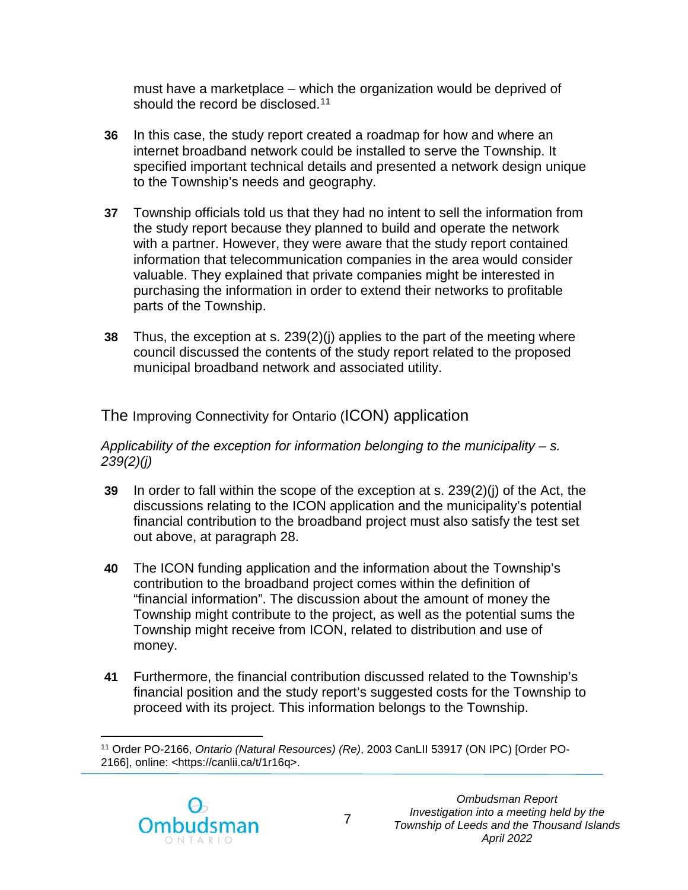must have a marketplace – which the organization would be deprived of should the record be disclosed.[11]

**36** In this case, the study report created a roadmap for how and where an internet broadband network could be installed to serve the Township. It specified important technical details and presented a network design unique to the Township's needs and geography.

**37** Township officials told us that they had no intent to sell the information from the study report because they planned to build and operate the network with a partner. However, they were aware that the study report contained information that telecommunication companies in the area would consider valuable. They explained that private companies might be interested in purchasing the information in order to extend their networks to profitable parts of the Township.

**38** Thus, the exception at s. 239(2)(j) applies to the part of the meeting where council discussed the contents of the study report related to the proposed municipal broadband network and associated utility.

## The Improving Connectivity for Ontario (ICON) application

*Applicability of the exception for information belonging to the municipality – s. 239(2)(j)*

**39** In order to fall within the scope of the exception at s. 239(2)(j) of the Act, the discussions relating to the ICON application and the municipality's potential financial contribution to the broadband project must also satisfy the test set out above, at paragraph 28.

**40** The ICON funding application and the information about the Township's contribution to the broadband project comes within the definition of "financial information". The discussion about the amount of money the Township might contribute to the project, as well as the potential sums the Township might receive from ICON, related to distribution and use of money.

**41** Furthermore, the financial contribution discussed related to the Township's financial position and the study report's suggested costs for the Township to proceed with its project. This information belongs to the Township.

---

[11] Order PO-2166, *Ontario (Natural Resources) (Re)*, 2003 CanLII 53917 (ON IPC) [Order PO-2166], online: <https://canlii.ca/t/1r16q>.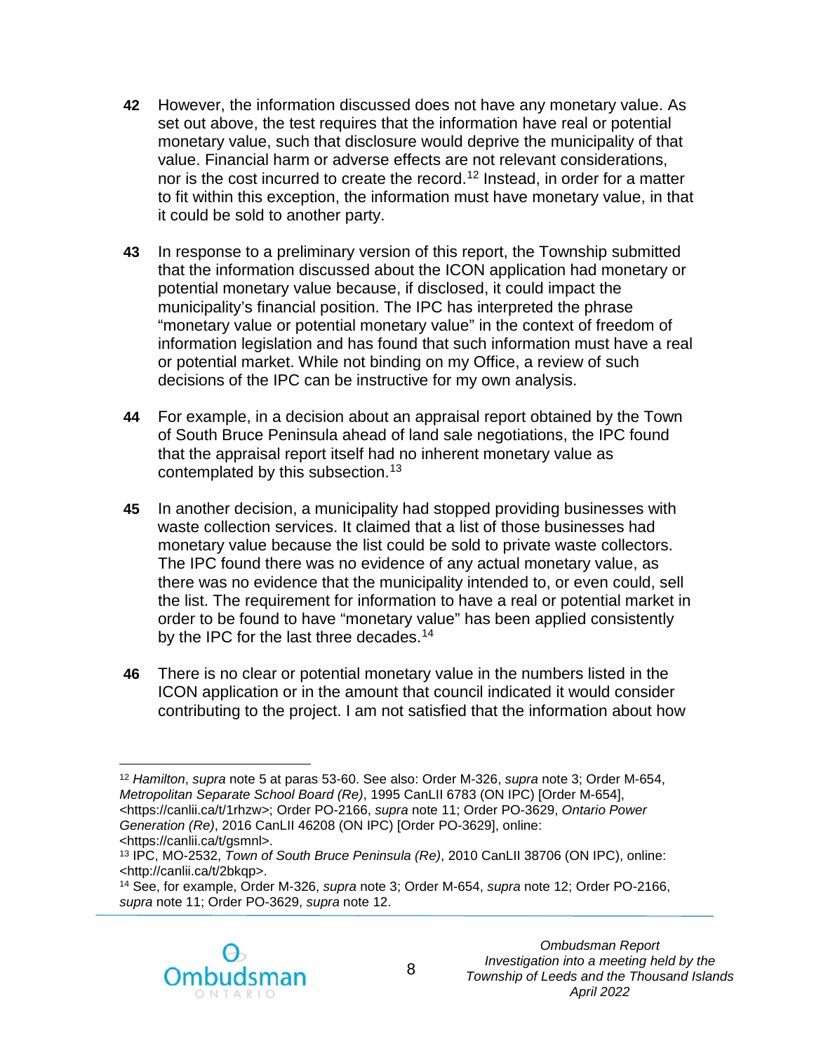**42** However, the information discussed does not have any monetary value. As set out above, the test requires that the information have real or potential monetary value, such that disclosure would deprive the municipality of that value. Financial harm or adverse effects are not relevant considerations, nor is the cost incurred to create the record.[12] Instead, in order for a matter to fit within this exception, the information must have monetary value, in that it could be sold to another party.

**43** In response to a preliminary version of this report, the Township submitted that the information discussed about the ICON application had monetary or potential monetary value because, if disclosed, it could impact the municipality's financial position. The IPC has interpreted the phrase "monetary value or potential monetary value" in the context of freedom of information legislation and has found that such information must have a real or potential market. While not binding on my Office, a review of such decisions of the IPC can be instructive for my own analysis.

**44** For example, in a decision about an appraisal report obtained by the Town of South Bruce Peninsula ahead of land sale negotiations, the IPC found that the appraisal report itself had no inherent monetary value as contemplated by this subsection.[13]

**45** In another decision, a municipality had stopped providing businesses with waste collection services. It claimed that a list of those businesses had monetary value because the list could be sold to private waste collectors. The IPC found there was no evidence of any actual monetary value, as there was no evidence that the municipality intended to, or even could, sell the list. The requirement for information to have a real or potential market in order to be found to have "monetary value" has been applied consistently by the IPC for the last three decades.[14]

**46** There is no clear or potential monetary value in the numbers listed in the ICON application or in the amount that council indicated it would consider contributing to the project. I am not satisfied that the information about how

---

[12] *Hamilton*, *supra* note 5 at paras 53-60. See also: Order M-326, *supra* note 3; Order M-654, *Metropolitan Separate School Board (Re)*, 1995 CanLII 6783 (ON IPC) [Order M-654], <https://canlii.ca/t/1rhzw>; Order PO-2166, *supra* note 11; Order PO-3629, *Ontario Power Generation (Re)*, 2016 CanLII 46208 (ON IPC) [Order PO-3629], online: <https://canlii.ca/t/gsmnl>.

[13] IPC, MO-2532, *Town of South Bruce Peninsula (Re)*, 2010 CanLII 38706 (ON IPC), online: <http://canlii.ca/t/2bkqp>.

[14] See, for example, Order M-326, *supra* note 3; Order M-654, *supra* note 12; Order PO-2166, *supra* note 11; Order PO-3629, *supra* note 12.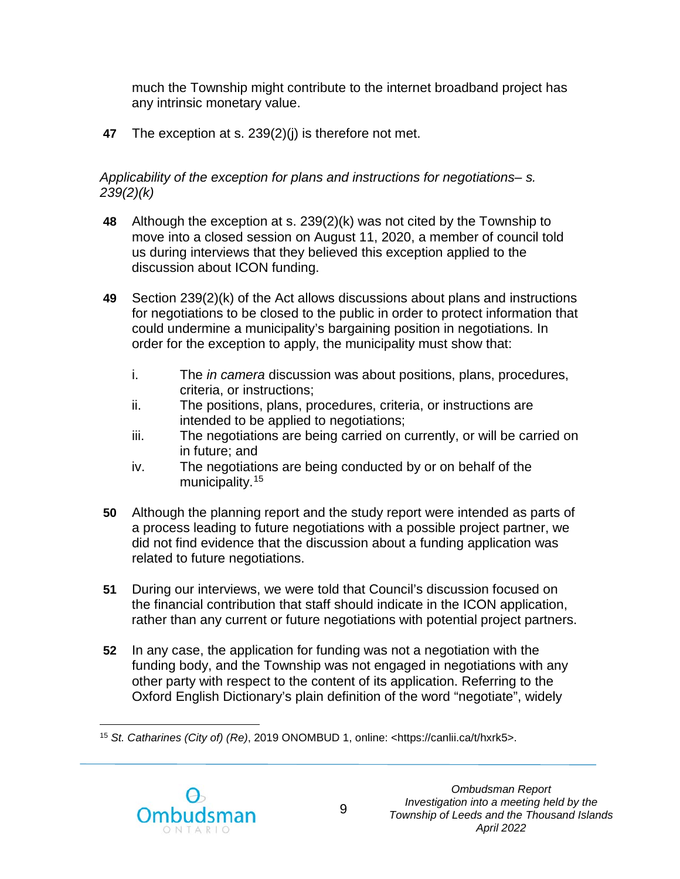much the Township might contribute to the internet broadband project has any intrinsic monetary value.

**47** The exception at s. 239(2)(j) is therefore not met.

*Applicability of the exception for plans and instructions for negotiations– s. 239(2)(k)*

**48** Although the exception at s. 239(2)(k) was not cited by the Township to move into a closed session on August 11, 2020, a member of council told us during interviews that they believed this exception applied to the discussion about ICON funding.

**49** Section 239(2)(k) of the Act allows discussions about plans and instructions for negotiations to be closed to the public in order to protect information that could undermine a municipality's bargaining position in negotiations. In order for the exception to apply, the municipality must show that:

i. The *in camera* discussion was about positions, plans, procedures, criteria, or instructions;
ii. The positions, plans, procedures, criteria, or instructions are intended to be applied to negotiations;
iii. The negotiations are being carried on currently, or will be carried on in future; and
iv. The negotiations are being conducted by or on behalf of the municipality.[15]

**50** Although the planning report and the study report were intended as parts of a process leading to future negotiations with a possible project partner, we did not find evidence that the discussion about a funding application was related to future negotiations.

**51** During our interviews, we were told that Council's discussion focused on the financial contribution that staff should indicate in the ICON application, rather than any current or future negotiations with potential project partners.

**52** In any case, the application for funding was not a negotiation with the funding body, and the Township was not engaged in negotiations with any other party with respect to the content of its application. Referring to the Oxford English Dictionary's plain definition of the word "negotiate", widely

[15] *St. Catharines (City of) (Re)*, 2019 ONOMBUD 1, online: <https://canlii.ca/t/hxrk5>.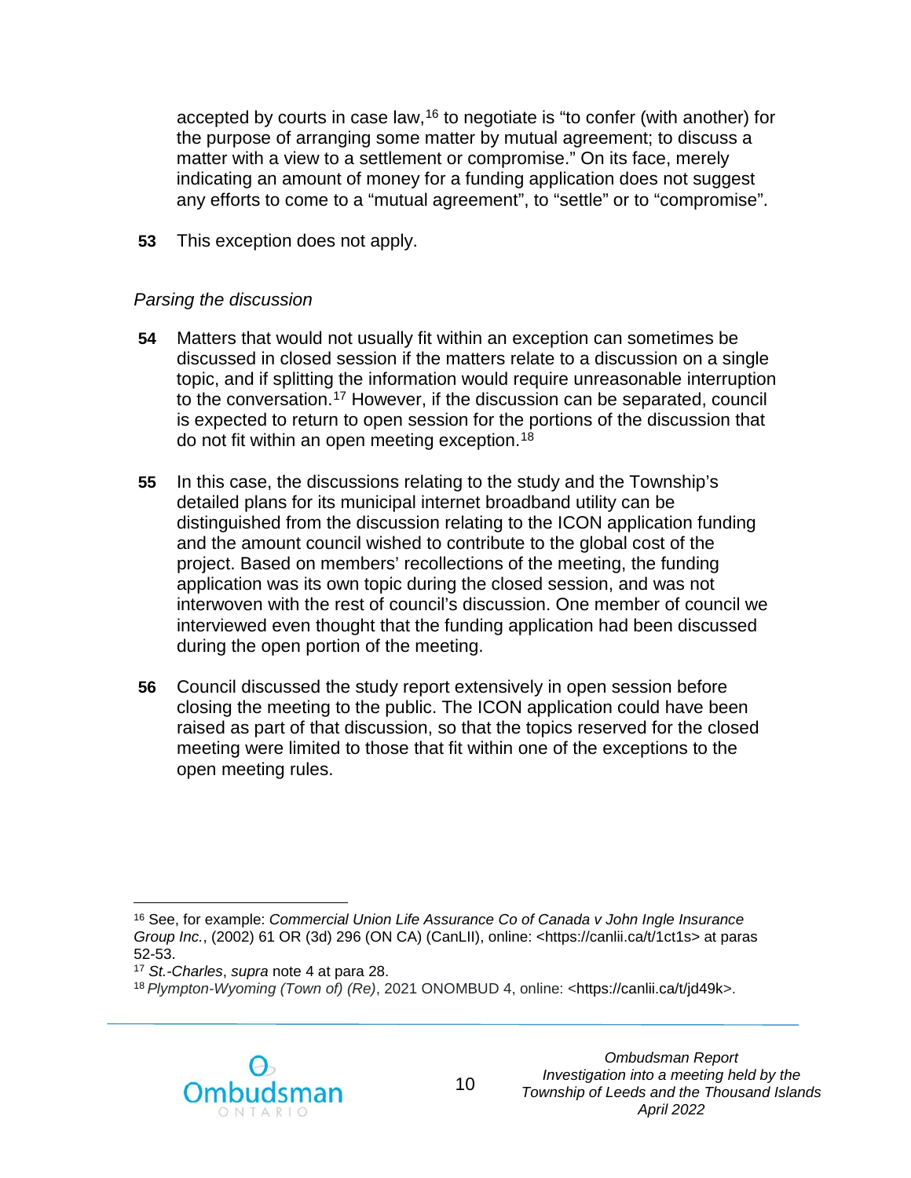accepted by courts in case law,[16] to negotiate is "to confer (with another) for the purpose of arranging some matter by mutual agreement; to discuss a matter with a view to a settlement or compromise." On its face, merely indicating an amount of money for a funding application does not suggest any efforts to come to a "mutual agreement", to "settle" or to "compromise".

**53** This exception does not apply.

*Parsing the discussion*

**54** Matters that would not usually fit within an exception can sometimes be discussed in closed session if the matters relate to a discussion on a single topic, and if splitting the information would require unreasonable interruption to the conversation.[17] However, if the discussion can be separated, council is expected to return to open session for the portions of the discussion that do not fit within an open meeting exception.[18]

**55** In this case, the discussions relating to the study and the Township's detailed plans for its municipal internet broadband utility can be distinguished from the discussion relating to the ICON application funding and the amount council wished to contribute to the global cost of the project. Based on members' recollections of the meeting, the funding application was its own topic during the closed session, and was not interwoven with the rest of council's discussion. One member of council we interviewed even thought that the funding application had been discussed during the open portion of the meeting.

**56** Council discussed the study report extensively in open session before closing the meeting to the public. The ICON application could have been raised as part of that discussion, so that the topics reserved for the closed meeting were limited to those that fit within one of the exceptions to the open meeting rules.

---

[16] See, for example: *Commercial Union Life Assurance Co of Canada v John Ingle Insurance Group Inc.*, (2002) 61 OR (3d) 296 (ON CA) (CanLII), online: <https://canlii.ca/t/1ct1s> at paras 52-53.

[17] *St.-Charles*, *supra* note 4 at para 28.

[18] *Plympton-Wyoming (Town of) (Re)*, 2021 ONOMBUD 4, online: <https://canlii.ca/t/jd49k>.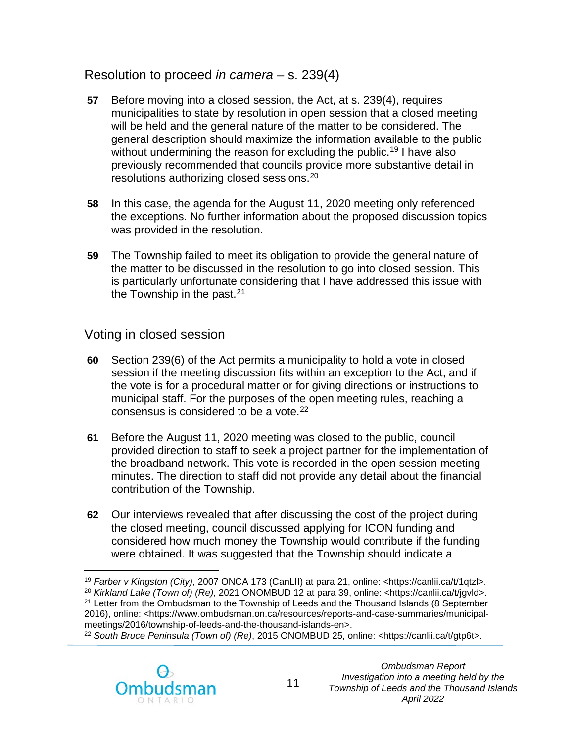## Resolution to proceed *in camera* – s. 239(4)

**57** Before moving into a closed session, the Act, at s. 239(4), requires municipalities to state by resolution in open session that a closed meeting will be held and the general nature of the matter to be considered. The general description should maximize the information available to the public without undermining the reason for excluding the public.[19] I have also previously recommended that councils provide more substantive detail in resolutions authorizing closed sessions.[20]

**58** In this case, the agenda for the August 11, 2020 meeting only referenced the exceptions. No further information about the proposed discussion topics was provided in the resolution.

**59** The Township failed to meet its obligation to provide the general nature of the matter to be discussed in the resolution to go into closed session. This is particularly unfortunate considering that I have addressed this issue with the Township in the past.[21]

## Voting in closed session

**60** Section 239(6) of the Act permits a municipality to hold a vote in closed session if the meeting discussion fits within an exception to the Act, and if the vote is for a procedural matter or for giving directions or instructions to municipal staff. For the purposes of the open meeting rules, reaching a consensus is considered to be a vote.[22]

**61** Before the August 11, 2020 meeting was closed to the public, council provided direction to staff to seek a project partner for the implementation of the broadband network. This vote is recorded in the open session meeting minutes. The direction to staff did not provide any detail about the financial contribution of the Township.

**62** Our interviews revealed that after discussing the cost of the project during the closed meeting, council discussed applying for ICON funding and considered how much money the Township would contribute if the funding were obtained. It was suggested that the Township should indicate a

---

[19] *Farber v Kingston (City)*, 2007 ONCA 173 (CanLII) at para 21, online: <https://canlii.ca/t/1qtzl>.

[20] *Kirkland Lake (Town of) (Re)*, 2021 ONOMBUD 12 at para 39, online: <https://canlii.ca/t/jgvld>.

[21] Letter from the Ombudsman to the Township of Leeds and the Thousand Islands (8 September 2016), online: <https://www.ombudsman.on.ca/resources/reports-and-case-summaries/municipal-meetings/2016/township-of-leeds-and-the-thousand-islands-en>.

[22] *South Bruce Peninsula (Town of) (Re)*, 2015 ONOMBUD 25, online: <https://canlii.ca/t/gtp6t>.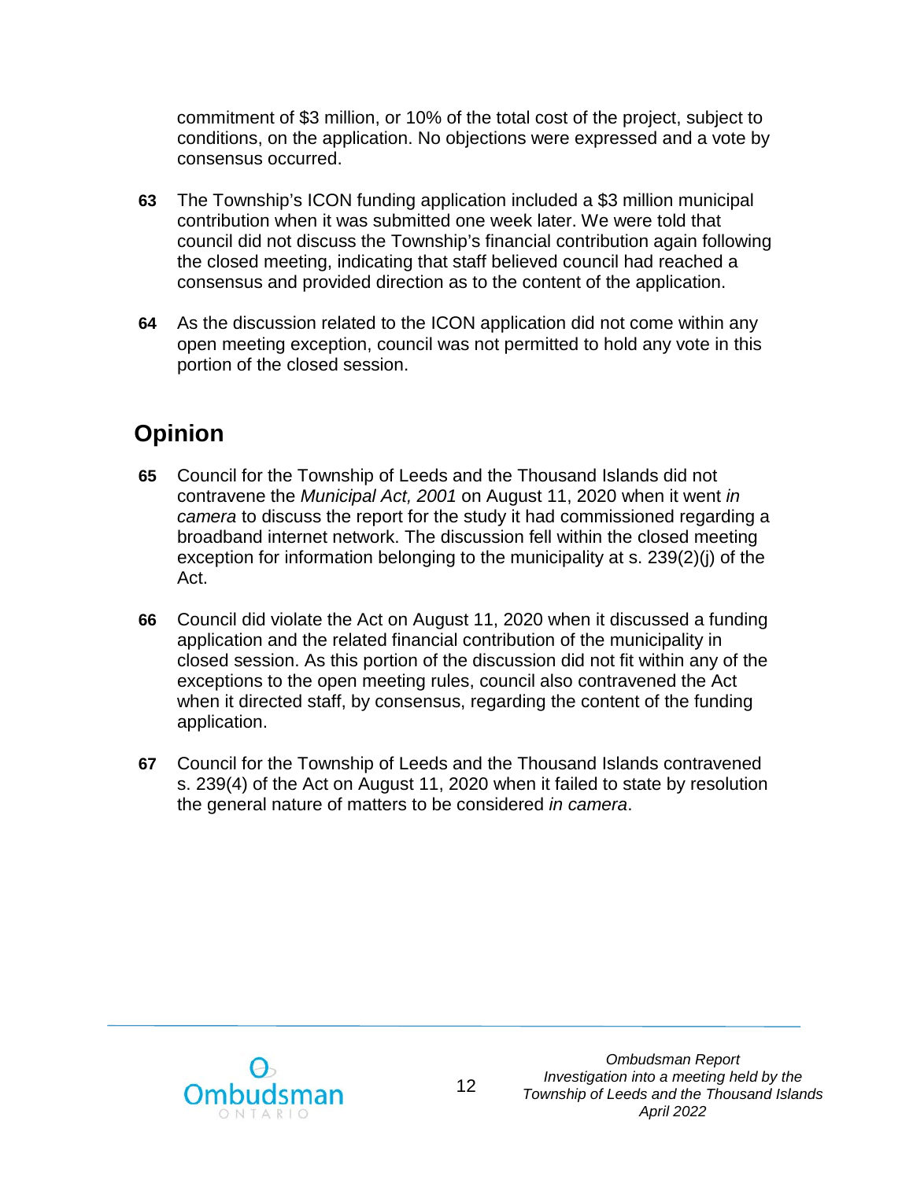commitment of $3 million, or 10% of the total cost of the project, subject to conditions, on the application. No objections were expressed and a vote by consensus occurred.

**63** The Township's ICON funding application included a $3 million municipal contribution when it was submitted one week later. We were told that council did not discuss the Township's financial contribution again following the closed meeting, indicating that staff believed council had reached a consensus and provided direction as to the content of the application.

**64** As the discussion related to the ICON application did not come within any open meeting exception, council was not permitted to hold any vote in this portion of the closed session.

## Opinion

**65** Council for the Township of Leeds and the Thousand Islands did not contravene the *Municipal Act, 2001* on August 11, 2020 when it went *in camera* to discuss the report for the study it had commissioned regarding a broadband internet network. The discussion fell within the closed meeting exception for information belonging to the municipality at s. 239(2)(j) of the Act.

**66** Council did violate the Act on August 11, 2020 when it discussed a funding application and the related financial contribution of the municipality in closed session. As this portion of the discussion did not fit within any of the exceptions to the open meeting rules, council also contravened the Act when it directed staff, by consensus, regarding the content of the funding application.

**67** Council for the Township of Leeds and the Thousand Islands contravened s. 239(4) of the Act on August 11, 2020 when it failed to state by resolution the general nature of matters to be considered *in camera*.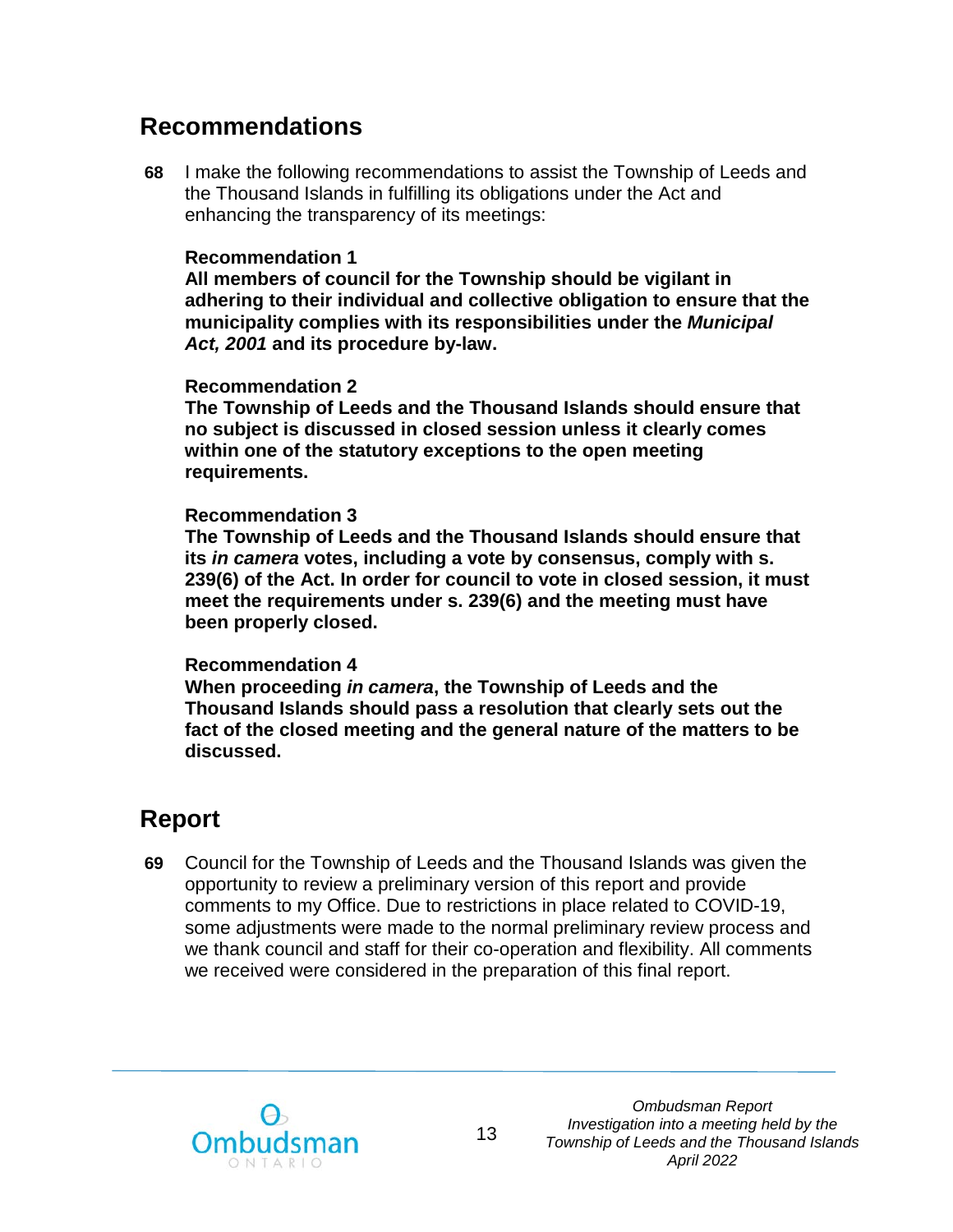## Recommendations

**68** I make the following recommendations to assist the Township of Leeds and the Thousand Islands in fulfilling its obligations under the Act and enhancing the transparency of its meetings:

**Recommendation 1**
**All members of council for the Township should be vigilant in adhering to their individual and collective obligation to ensure that the municipality complies with its responsibilities under the *Municipal Act, 2001* and its procedure by-law.**

**Recommendation 2**
**The Township of Leeds and the Thousand Islands should ensure that no subject is discussed in closed session unless it clearly comes within one of the statutory exceptions to the open meeting requirements.**

**Recommendation 3**
**The Township of Leeds and the Thousand Islands should ensure that its *in camera* votes, including a vote by consensus, comply with s. 239(6) of the Act. In order for council to vote in closed session, it must meet the requirements under s. 239(6) and the meeting must have been properly closed.**

**Recommendation 4**
**When proceeding *in camera*, the Township of Leeds and the Thousand Islands should pass a resolution that clearly sets out the fact of the closed meeting and the general nature of the matters to be discussed.**

## Report

**69** Council for the Township of Leeds and the Thousand Islands was given the opportunity to review a preliminary version of this report and provide comments to my Office. Due to restrictions in place related to COVID-19, some adjustments were made to the normal preliminary review process and we thank council and staff for their co-operation and flexibility. All comments we received were considered in the preparation of this final report.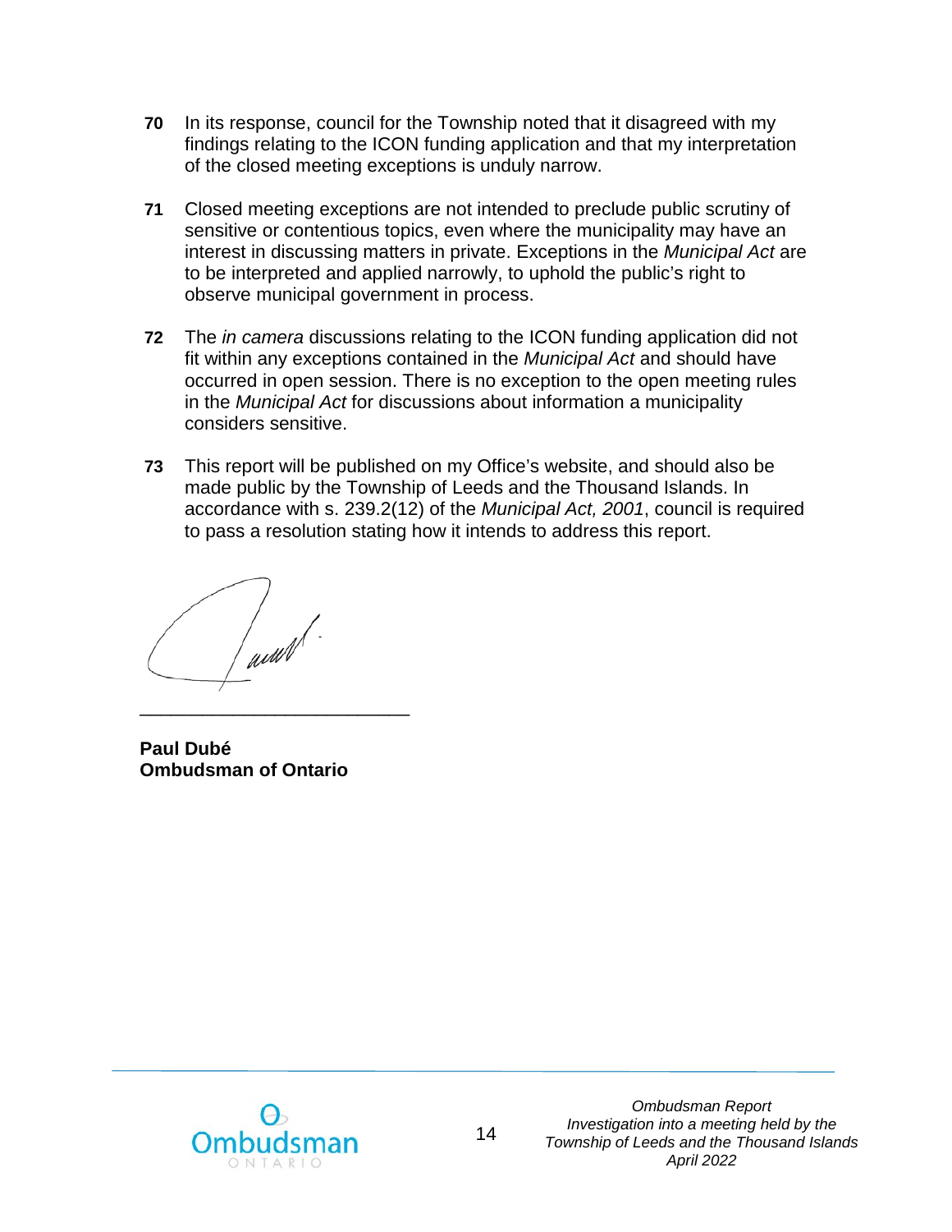**70** In its response, council for the Township noted that it disagreed with my findings relating to the ICON funding application and that my interpretation of the closed meeting exceptions is unduly narrow.

**71** Closed meeting exceptions are not intended to preclude public scrutiny of sensitive or contentious topics, even where the municipality may have an interest in discussing matters in private. Exceptions in the *Municipal Act* are to be interpreted and applied narrowly, to uphold the public's right to observe municipal government in process.

**72** The *in camera* discussions relating to the ICON funding application did not fit within any exceptions contained in the *Municipal Act* and should have occurred in open session. There is no exception to the open meeting rules in the *Municipal Act* for discussions about information a municipality considers sensitive.

**73** This report will be published on my Office's website, and should also be made public by the Township of Leeds and the Thousand Islands. In accordance with s. 239.2(12) of the *Municipal Act, 2001*, council is required to pass a resolution stating how it intends to address this report.

_________________________

**Paul Dubé**
**Ombudsman of Ontario**